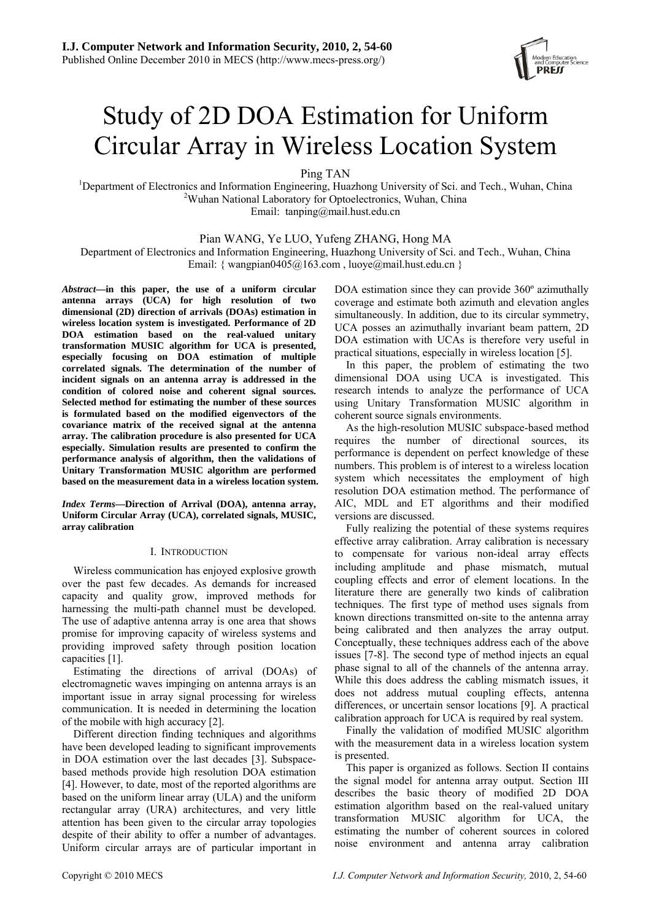# Study of 2D DOA Estimation for Uniform Circular Array in Wireless Location System

Ping TAN

[1]Department of Electronics and Information Engineering, Huazhong University of Sci. and Tech., Wuhan, China
[2]Wuhan National Laboratory for Optoelectronics, Wuhan, China
Email: tanping@mail.hust.edu.cn

Pian WANG, Ye LUO, Yufeng ZHANG, Hong MA

Department of Electronics and Information Engineering, Huazhong University of Sci. and Tech., Wuhan, China
Email: { wangpian0405@163.com , luoye@mail.hust.edu.cn }

***Abstract*—in this paper, the use of a uniform circular antenna arrays (UCA) for high resolution of two dimensional (2D) direction of arrivals (DOAs) estimation in wireless location system is investigated. Performance of 2D DOA estimation based on the real-valued unitary transformation MUSIC algorithm for UCA is presented, especially focusing on DOA estimation of multiple correlated signals. The determination of the number of incident signals on an antenna array is addressed in the condition of colored noise and coherent signal sources. Selected method for estimating the number of these sources is formulated based on the modified eigenvectors of the covariance matrix of the received signal at the antenna array. The calibration procedure is also presented for UCA especially. Simulation results are presented to confirm the performance analysis of algorithm, then the validations of Unitary Transformation MUSIC algorithm are performed based on the measurement data in a wireless location system.**

***Index Terms*—Direction of Arrival (DOA), antenna array, Uniform Circular Array (UCA), correlated signals, MUSIC, array calibration**

## I. Introduction

Wireless communication has enjoyed explosive growth over the past few decades. As demands for increased capacity and quality grow, improved methods for harnessing the multi-path channel must be developed. The use of adaptive antenna array is one area that shows promise for improving capacity of wireless systems and providing improved safety through position location capacities [1].

Estimating the directions of arrival (DOAs) of electromagnetic waves impinging on antenna arrays is an important issue in array signal processing for wireless communication. It is needed in determining the location of the mobile with high accuracy [2].

Different direction finding techniques and algorithms have been developed leading to significant improvements in DOA estimation over the last decades [3]. Subspace-based methods provide high resolution DOA estimation [4]. However, to date, most of the reported algorithms are based on the uniform linear array (ULA) and the uniform rectangular array (URA) architectures, and very little attention has been given to the circular array topologies despite of their ability to offer a number of advantages. Uniform circular arrays are of particular important in DOA estimation since they can provide 360º azimuthally coverage and estimate both azimuth and elevation angles simultaneously. In addition, due to its circular symmetry, UCA posses an azimuthally invariant beam pattern, 2D DOA estimation with UCAs is therefore very useful in practical situations, especially in wireless location [5].

In this paper, the problem of estimating the two dimensional DOA using UCA is investigated. This research intends to analyze the performance of UCA using Unitary Transformation MUSIC algorithm in coherent source signals environments.

As the high-resolution MUSIC subspace-based method requires the number of directional sources, its performance is dependent on perfect knowledge of these numbers. This problem is of interest to a wireless location system which necessitates the employment of high resolution DOA estimation method. The performance of AIC, MDL and ET algorithms and their modified versions are discussed.

Fully realizing the potential of these systems requires effective array calibration. Array calibration is necessary to compensate for various non-ideal array effects including amplitude and phase mismatch, mutual coupling effects and error of element locations. In the literature there are generally two kinds of calibration techniques. The first type of method uses signals from known directions transmitted on-site to the antenna array being calibrated and then analyzes the array output. Conceptually, these techniques address each of the above issues [7-8]. The second type of method injects an equal phase signal to all of the channels of the antenna array. While this does address the cabling mismatch issues, it does not address mutual coupling effects, antenna differences, or uncertain sensor locations [9]. A practical calibration approach for UCA is required by real system.

Finally the validation of modified MUSIC algorithm with the measurement data in a wireless location system is presented.

This paper is organized as follows. Section II contains the signal model for antenna array output. Section III describes the basic theory of modified 2D DOA estimation algorithm based on the real-valued unitary transformation MUSIC algorithm for UCA, the estimating the number of coherent sources in colored noise environment and antenna array calibration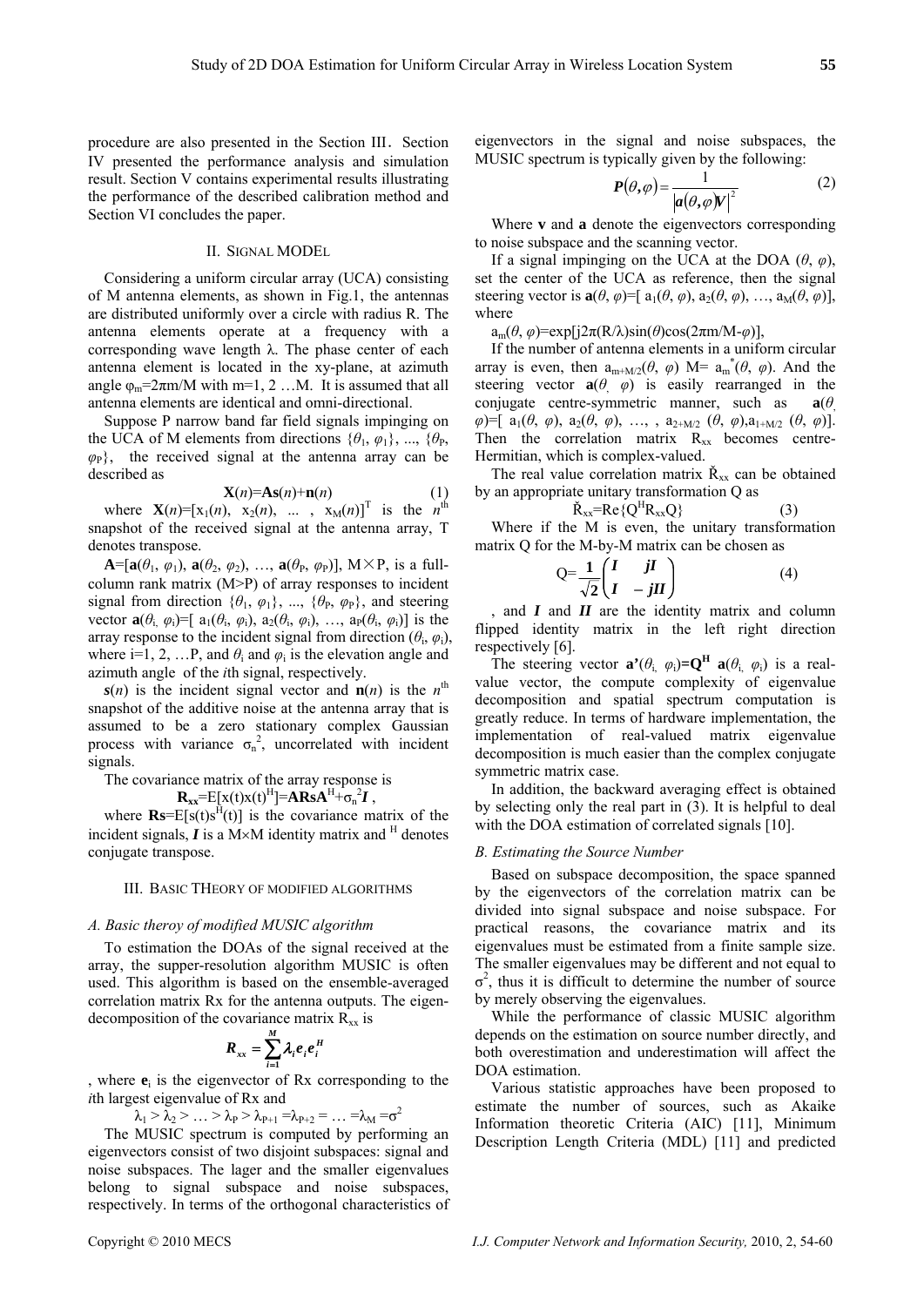procedure are also presented in the Section III. Section IV presented the performance analysis and simulation result. Section V contains experimental results illustrating the performance of the described calibration method and Section VI concludes the paper.

## II. SIGNAL MODEL

Considering a uniform circular array (UCA) consisting of M antenna elements, as shown in Fig.1, the antennas are distributed uniformly over a circle with radius R. The antenna elements operate at a frequency with a corresponding wave length λ. The phase center of each antenna element is located in the xy-plane, at azimuth angle $\varphi_m=2\pi m/M$ with m=1, 2 …M. It is assumed that all antenna elements are identical and omni-directional.

Suppose P narrow band far field signals impinging on the UCA of M elements from directions $\{\theta_1, \varphi_1\}, ..., \{\theta_P, \varphi_P\}$, the received signal at the antenna array can be described as

$$\mathbf{X}(n)=\mathbf{A}\mathbf{s}(n)+\mathbf{n}(n) \tag{1}$$

where $\mathbf{X}(n)=[x_1(n), x_2(n), ..., x_M(n)]^T$ is the $n^{th}$ snapshot of the received signal at the antenna array, T denotes transpose.

$\mathbf{A}=[\mathbf{a}(\theta_1, \varphi_1), \mathbf{a}(\theta_2, \varphi_2), …, \mathbf{a}(\theta_P, \varphi_P)]$, M×P, is a full-column rank matrix (M>P) of array responses to incident signal from direction $\{\theta_1, \varphi_1\}, ..., \{\theta_P, \varphi_P\}$, and steering vector $\mathbf{a}(\theta_i, \varphi_i)=[a_1(\theta_i, \varphi_i), a_2(\theta_i, \varphi_i), …, a_P(\theta_i, \varphi_i)]$ is the array response to the incident signal from direction $(\theta_i, \varphi_i)$, where i=1, 2, …P, and $\theta_i$ and $\varphi_i$ is the elevation angle and azimuth angle of the *i*th signal, respectively.

$\mathbf{s}(n)$ is the incident signal vector and $\mathbf{n}(n)$ is the $n^{th}$ snapshot of the additive noise at the antenna array that is assumed to be a zero stationary complex Gaussian process with variance $\sigma_n^2$, uncorrelated with incident signals.

The covariance matrix of the array response is

$$\mathbf{R_{xx}}=E[x(t)x(t)^H]=\mathbf{ARsA}^H+\sigma_n^2\boldsymbol{I},$$

where $\mathbf{Rs}=E[s(t)s^H(t)]$ is the covariance matrix of the incident signals, $\boldsymbol{I}$ is a M×M identity matrix and $^H$ denotes conjugate transpose.

## III. BASIC THEORY OF MODIFIED ALGORITHMS

### A. Basic theroy of modified MUSIC algorithm

To estimation the DOAs of the signal received at the array, the supper-resolution algorithm MUSIC is often used. This algorithm is based on the ensemble-averaged correlation matrix Rx for the antenna outputs. The eigen-decomposition of the covariance matrix $R_{xx}$ is

$$\boldsymbol{R_{xx}}=\sum_{i=1}^{M}\boldsymbol{\lambda_i e_i e_i^H}$$

, where $\mathbf{e}_i$ is the eigenvector of Rx corresponding to the *i*th largest eigenvalue of Rx and

$$\lambda_1 > \lambda_2 > … > \lambda_P > \lambda_{P+1} = \lambda_{P+2} = … = \lambda_M = \sigma^2$$

The MUSIC spectrum is computed by performing an eigenvectors consist of two disjoint subspaces: signal and noise subspaces. The lager and the smaller eigenvalues belong to signal subspace and noise subspaces, respectively. In terms of the orthogonal characteristics of eigenvectors in the signal and noise subspaces, the MUSIC spectrum is typically given by the following:

$$\boldsymbol{P}(\theta,\varphi)=\frac{1}{\left|\boldsymbol{a}(\theta,\varphi)\boldsymbol{V}\right|^2} \tag{2}$$

Where **v** and **a** denote the eigenvectors corresponding to noise subspace and the scanning vector.

If a signal impinging on the UCA at the DOA $(\theta, \varphi)$, set the center of the UCA as reference, then the signal steering vector is $\mathbf{a}(\theta, \varphi)=[a_1(\theta, \varphi), a_2(\theta, \varphi), …, a_M(\theta, \varphi)]$, where

$a_m(\theta, \varphi)=\exp[j2\pi(R/\lambda)\sin(\theta)\cos(2\pi m/M-\varphi)]$,

If the number of antenna elements in a uniform circular array is even, then $a_{m+M/2}(\theta, \varphi)$ M= $a_m^*(\theta, \varphi)$. And the steering vector $\mathbf{a}(\theta, \varphi)$ is easily rearranged in the conjugate centre-symmetric manner, such as $\mathbf{a}(\theta, \varphi)=[a_1(\theta, \varphi), a_2(\theta, \varphi), …, a_{2+M/2}(\theta, \varphi), a_{1+M/2}(\theta, \varphi)]$. Then the correlation matrix $R_{xx}$ becomes centre-Hermitian, which is complex-valued.

The real value correlation matrix $\check{R}_{xx}$ can be obtained by an appropriate unitary transformation Q as

$$\check{R}_{xx}=\mathrm{Re}\{Q^H R_{xx} Q\} \tag{3}$$

Where if the M is even, the unitary transformation matrix Q for the M-by-M matrix can be chosen as

$$Q=\frac{\mathbf{1}}{\sqrt{\mathbf{2}}}\begin{pmatrix}\boldsymbol{I} & \boldsymbol{jI}\\ \boldsymbol{I} & -\boldsymbol{jII}\end{pmatrix} \tag{4}$$

, and $\boldsymbol{I}$ and $\boldsymbol{II}$ are the identity matrix and column flipped identity matrix in the left right direction respectively [6].

The steering vector $\mathbf{a'}(\theta_i, \varphi_i)=\mathbf{Q^H}\,\mathbf{a}(\theta_i, \varphi_i)$ is a real-value vector, the compute complexity of eigenvalue decomposition and spatial spectrum computation is greatly reduce. In terms of hardware implementation, the implementation of real-valued matrix eigenvalue decomposition is much easier than the complex conjugate symmetric matrix case.

In addition, the backward averaging effect is obtained by selecting only the real part in (3). It is helpful to deal with the DOA estimation of correlated signals [10].

### B. Estimating the Source Number

Based on subspace decomposition, the space spanned by the eigenvectors of the correlation matrix can be divided into signal subspace and noise subspace. For practical reasons, the covariance matrix and its eigenvalues must be estimated from a finite sample size. The smaller eigenvalues may be different and not equal to $\sigma^2$, thus it is difficult to determine the number of source by merely observing the eigenvalues.

While the performance of classic MUSIC algorithm depends on the estimation on source number directly, and both overestimation and underestimation will affect the DOA estimation.

Various statistic approaches have been proposed to estimate the number of sources, such as Akaike Information theoretic Criteria (AIC) [11], Minimum Description Length Criteria (MDL) [11] and predicted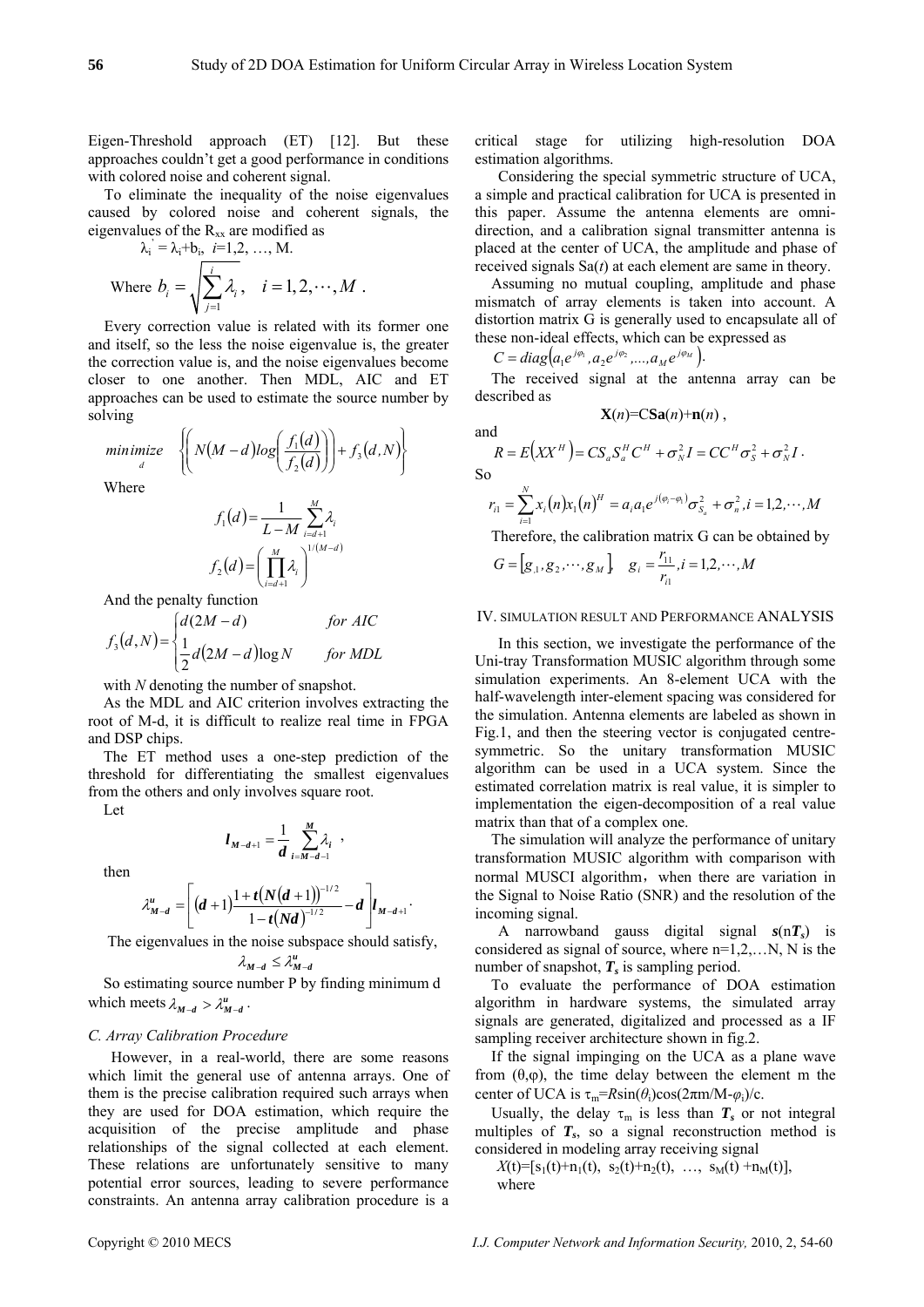Eigen-Threshold approach (ET) [12]. But these approaches couldn't get a good performance in conditions with colored noise and coherent signal.

To eliminate the inequality of the noise eigenvalues caused by colored noise and coherent signals, the eigenvalues of the $R_{xx}$ are modified as

$$\lambda_i' = \lambda_i + b_i, \quad i=1,2,\ldots,M.$$

Where $b_i = \sqrt{\sum_{j=1}^{i} \lambda_i}, \quad i = 1, 2, \cdots, M$ .

Every correction value is related with its former one and itself, so the less the noise eigenvalue is, the greater the correction value is, and the noise eigenvalues become closer to one another. Then MDL, AIC and ET approaches can be used to estimate the source number by solving

$$\underset{d}{minimize} \quad \left\{ \left( N(M-d) log\left( \frac{f_1(d)}{f_2(d)} \right) \right) + f_3(d,N) \right\}$$

Where

$$f_1(d) = \frac{1}{L-M} \sum_{i=d+1}^{M} \lambda_i$$

$$f_2(d) = \left( \prod_{i=d+1}^{M} \lambda_i \right)^{1/(M-d)}$$

And the penalty function

$$f_3(d,N) = \begin{cases} d(2M-d) & \text{for AIC} \\ \frac{1}{2} d(2M-d)\log N & \text{for MDL} \end{cases}$$

with $N$ denoting the number of snapshot.

As the MDL and AIC criterion involves extracting the root of M-d, it is difficult to realize real time in FPGA and DSP chips.

The ET method uses a one-step prediction of the threshold for differentiating the smallest eigenvalues from the others and only involves square root.

Let

$$\boldsymbol{l}_{M-d+1} = \frac{1}{\boldsymbol{d}} \sum_{i=M-d-1}^{M} \lambda_i \ ,$$

then

$$\lambda_{M-d}^{u} = \left[ (d+1) \frac{1 + t(N(d+1))^{-1/2}}{1 - t(Nd)^{-1/2}} - d \right] l_{M-d+1}.$$

The eigenvalues in the noise subspace should satisfy,

$$\lambda_{M-d} \le \lambda_{M-d}^{u}$$

So estimating source number P by finding minimum d which meets $\lambda_{M-d} > \lambda_{M-d}^{u}$ .

### *C. Array Calibration Procedure*

However, in a real-world, there are some reasons which limit the general use of antenna arrays. One of them is the precise calibration required such arrays when they are used for DOA estimation, which require the acquisition of the precise amplitude and phase relationships of the signal collected at each element. These relations are unfortunately sensitive to many potential error sources, leading to severe performance constraints. An antenna array calibration procedure is a critical stage for utilizing high-resolution DOA estimation algorithms.

Considering the special symmetric structure of UCA, a simple and practical calibration for UCA is presented in this paper. Assume the antenna elements are omni-direction, and a calibration signal transmitter antenna is placed at the center of UCA, the amplitude and phase of received signals Sa($t$) at each element are same in theory.

Assuming no mutual coupling, amplitude and phase mismatch of array elements is taken into account. A distortion matrix G is generally used to encapsulate all of these non-ideal effects, which can be expressed as

$$C = diag\left(a_1 e^{j\varphi_1}, a_2 e^{j\varphi_2}, ..., a_M e^{j\varphi_M}\right).$$

The received signal at the antenna array can be described as

$$\mathbf{X}(n) = C\mathbf{Sa}(n) + \mathbf{n}(n) ,$$

and

$$R = E\left(XX^H\right) = CS_a S_a^H C^H + \sigma_N^2 I = CC^H \sigma_S^2 + \sigma_N^2 I \cdot$$

So

$$r_{i1} = \sum_{i=1}^{N} x_i(n) x_1(n)^H = a_i a_1 e^{j(\varphi_i - \varphi_1)} \sigma_{S_a}^2 + \sigma_n^2, i = 1, 2, \cdots, M$$

Therefore, the calibration matrix G can be obtained by

$$G = [g_{,1}, g_2, \cdots, g_M], \quad g_i = \frac{r_{11}}{r_{i1}}, i = 1, 2, \cdots, M$$

## IV. Simulation Result and Performance Analysis

In this section, we investigate the performance of the Uni-tray Transformation MUSIC algorithm through some simulation experiments. An 8-element UCA with the half-wavelength inter-element spacing was considered for the simulation. Antenna elements are labeled as shown in Fig.1, and then the steering vector is conjugated centre-symmetric. So the unitary transformation MUSIC algorithm can be used in a UCA system. Since the estimated correlation matrix is real value, it is simpler to implementation the eigen-decomposition of a real value matrix than that of a complex one.

The simulation will analyze the performance of unitary transformation MUSIC algorithm with comparison with normal MUSCI algorithm，when there are variation in the Signal to Noise Ratio (SNR) and the resolution of the incoming signal.

A narrowband gauss digital signal $\boldsymbol{s}(n\boldsymbol{T_s})$ is considered as signal of source, where n=1,2,…N, N is the number of snapshot, $\boldsymbol{T_s}$ is sampling period.

To evaluate the performance of DOA estimation algorithm in hardware systems, the simulated array signals are generated, digitalized and processed as a IF sampling receiver architecture shown in fig.2.

If the signal impinging on the UCA as a plane wave from (θ,φ), the time delay between the element m the center of UCA is $\tau_m = R\sin(\theta_i)\cos(2\pi m/M - \varphi_i)/c$.

Usually, the delay $\tau_m$ is less than $\boldsymbol{T_s}$ or not integral multiples of $\boldsymbol{T_s}$, so a signal reconstruction method is considered in modeling array receiving signal

$X(t) = [s_1(t)+n_1(t),\ s_2(t)+n_2(t),\ \ldots,\ s_M(t)+n_M(t)]$,

where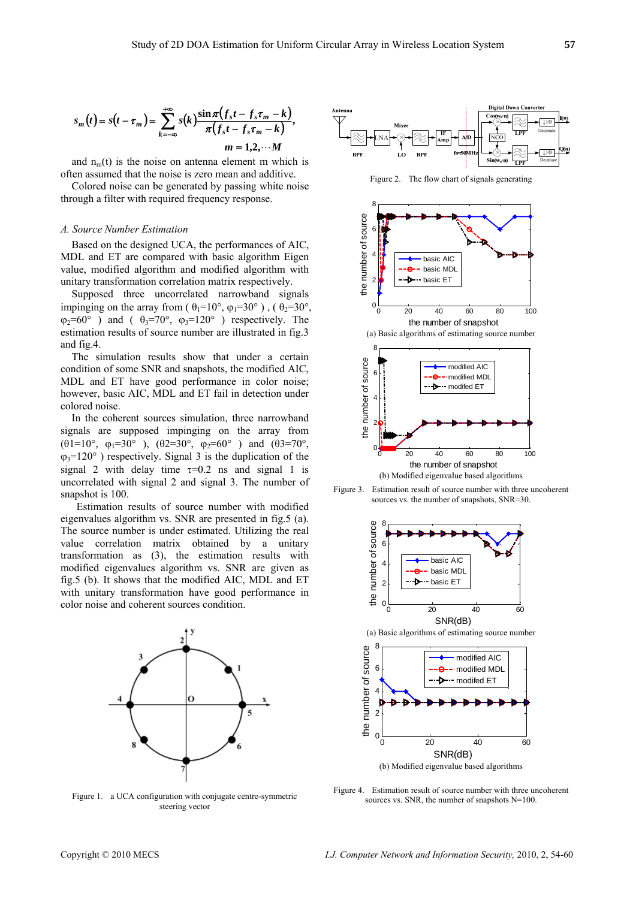$$s_m(t) = s(t - \tau_m) = \sum_{k=-\infty}^{+\infty} s(k) \frac{\sin \pi (f_s t - f_s \tau_m - k)}{\pi (f_s t - f_s \tau_m - k)},$$
$$m = 1, 2, \cdots M$$

and $n_m(t)$ is the noise on antenna element m which is often assumed that the noise is zero mean and additive.

Colored noise can be generated by passing white noise through a filter with required frequency response.

*A. Source Number Estimation*

Based on the designed UCA, the performances of AIC, MDL and ET are compared with basic algorithm Eigen value, modified algorithm and modified algorithm with unitary transformation correlation matrix respectively.

Supposed three uncorrelated narrowband signals impinging on the array from ( $\theta_1$=10°, $\varphi_1$=30° ) , ( $\theta_2$=30°, $\varphi_2$=60° ) and ( $\theta_3$=70°, $\varphi_3$=120° ) respectively. The estimation results of source number are illustrated in fig.3 and fig.4.

The simulation results show that under a certain condition of some SNR and snapshots, the modified AIC, MDL and ET have good performance in color noise; however, basic AIC, MDL and ET fail in detection under colored noise.

In the coherent sources simulation, three narrowband signals are supposed impinging on the array from ($\theta$1=10°, $\varphi_1$=30° ), ($\theta$2=30°, $\varphi_2$=60° ) and ($\theta$3=70°, $\varphi_3$=120° ) respectively. Signal 3 is the duplication of the signal 2 with delay time $\tau$=0.2 ns and signal 1 is uncorrelated with signal 2 and signal 3. The number of snapshot is 100.

Estimation results of source number with modified eigenvalues algorithm vs. SNR are presented in fig.5 (a). The source number is under estimated. Utilizing the real value correlation matrix obtained by a unitary transformation as (3), the estimation results with modified eigenvalues algorithm vs. SNR are given as fig.5 (b). It shows that the modified AIC, MDL and ET with unitary transformation have good performance in color noise and coherent sources condition.

Figure 1. a UCA configuration with conjugate centre-symmetric steering vector

Figure 2. The flow chart of signals generating

(a) Basic algorithms of estimating source number

(b) Modified eigenvalue based algorithms

Figure 3. Estimation result of source number with three uncoherent sources vs. the number of snapshots, SNR=30.

(a) Basic algorithms of estimating source number

(b) Modified eigenvalue based algorithms

Figure 4. Estimation result of source number with three uncoherent sources vs. SNR, the number of snapshots N=100.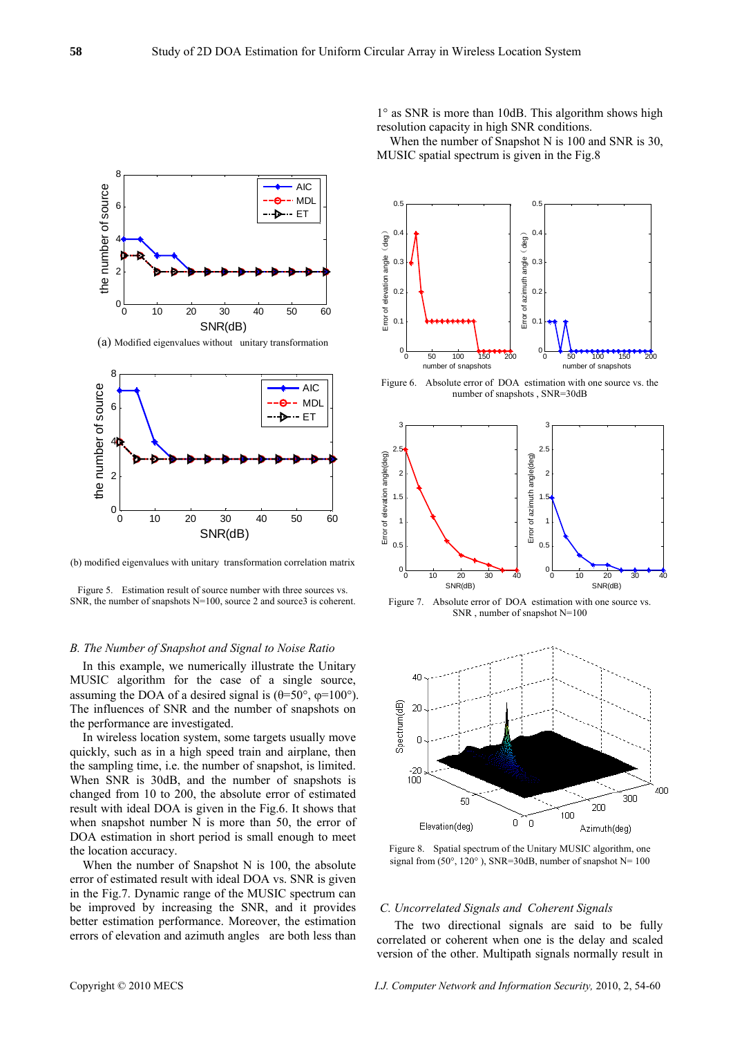(a) Modified eigenvalues without unitary transformation

(b) modified eigenvalues with unitary transformation correlation matrix

Figure 5. Estimation result of source number with three sources vs. SNR, the number of snapshots N=100, source 2 and source3 is coherent.

*B. The Number of Snapshot and Signal to Noise Ratio*

In this example, we numerically illustrate the Unitary MUSIC algorithm for the case of a single source, assuming the DOA of a desired signal is (θ=50°, φ=100°). The influences of SNR and the number of snapshots on the performance are investigated.

In wireless location system, some targets usually move quickly, such as in a high speed train and airplane, then the sampling time, i.e. the number of snapshot, is limited. When SNR is 30dB, and the number of snapshots is changed from 10 to 200, the absolute error of estimated result with ideal DOA is given in the Fig.6. It shows that when snapshot number N is more than 50, the error of DOA estimation in short period is small enough to meet the location accuracy.

When the number of Snapshot N is 100, the absolute error of estimated result with ideal DOA vs. SNR is given in the Fig.7. Dynamic range of the MUSIC spectrum can be improved by increasing the SNR, and it provides better estimation performance. Moreover, the estimation errors of elevation and azimuth angles are both less than 1° as SNR is more than 10dB. This algorithm shows high resolution capacity in high SNR conditions.

When the number of Snapshot N is 100 and SNR is 30, MUSIC spatial spectrum is given in the Fig.8

Figure 6. Absolute error of DOA estimation with one source vs. the number of snapshots , SNR=30dB

Figure 7. Absolute error of DOA estimation with one source vs. SNR , number of snapshot N=100

Figure 8. Spatial spectrum of the Unitary MUSIC algorithm, one signal from (50°, 120° ), SNR=30dB, number of snapshot N= 100

*C. Uncorrelated Signals and Coherent Signals*

The two directional signals are said to be fully correlated or coherent when one is the delay and scaled version of the other. Multipath signals normally result in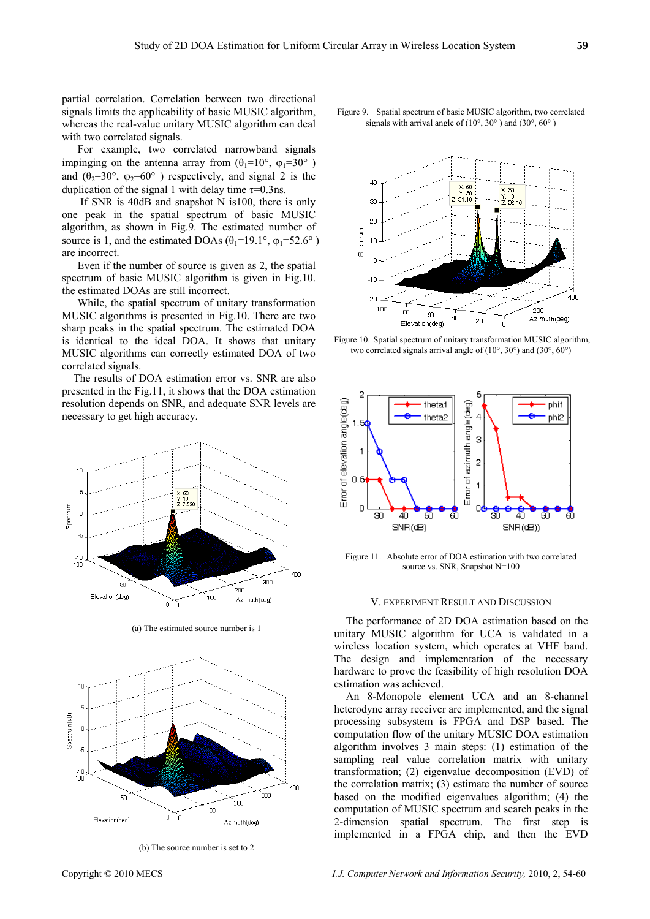partial correlation. Correlation between two directional signals limits the applicability of basic MUSIC algorithm, whereas the real-value unitary MUSIC algorithm can deal with two correlated signals.

For example, two correlated narrowband signals impinging on the antenna array from ($\theta_1$=10°, $\varphi_1$=30° ) and ($\theta_2$=30°, $\varphi_2$=60° ) respectively, and signal 2 is the duplication of the signal 1 with delay time $\tau$=0.3ns.

If SNR is 40dB and snapshot N is100, there is only one peak in the spatial spectrum of basic MUSIC algorithm, as shown in Fig.9. The estimated number of source is 1, and the estimated DOAs ($\theta_1$=19.1°, $\varphi_1$=52.6° ) are incorrect.

Even if the number of source is given as 2, the spatial spectrum of basic MUSIC algorithm is given in Fig.10. the estimated DOAs are still incorrect.

While, the spatial spectrum of unitary transformation MUSIC algorithms is presented in Fig.10. There are two sharp peaks in the spatial spectrum. The estimated DOA is identical to the ideal DOA. It shows that unitary MUSIC algorithms can correctly estimated DOA of two correlated signals.

The results of DOA estimation error vs. SNR are also presented in the Fig.11, it shows that the DOA estimation resolution depends on SNR, and adequate SNR levels are necessary to get high accuracy.

(a) The estimated source number is 1

(b) The source number is set to 2

Figure 9. Spatial spectrum of basic MUSIC algorithm, two correlated signals with arrival angle of (10°, 30° ) and (30°, 60° )

Figure 10. Spatial spectrum of unitary transformation MUSIC algorithm, two correlated signals arrival angle of (10°, 30°) and (30°, 60°)

Figure 11. Absolute error of DOA estimation with two correlated source vs. SNR, Snapshot N=100

## V. EXPERIMENT RESULT AND DISCUSSION

The performance of 2D DOA estimation based on the unitary MUSIC algorithm for UCA is validated in a wireless location system, which operates at VHF band. The design and implementation of the necessary hardware to prove the feasibility of high resolution DOA estimation was achieved.

An 8-Monopole element UCA and an 8-channel heterodyne array receiver are implemented, and the signal processing subsystem is FPGA and DSP based. The computation flow of the unitary MUSIC DOA estimation algorithm involves 3 main steps: (1) estimation of the sampling real value correlation matrix with unitary transformation; (2) eigenvalue decomposition (EVD) of the correlation matrix; (3) estimate the number of source based on the modified eigenvalues algorithm; (4) the computation of MUSIC spectrum and search peaks in the 2-dimension spatial spectrum. The first step is implemented in a FPGA chip, and then the EVD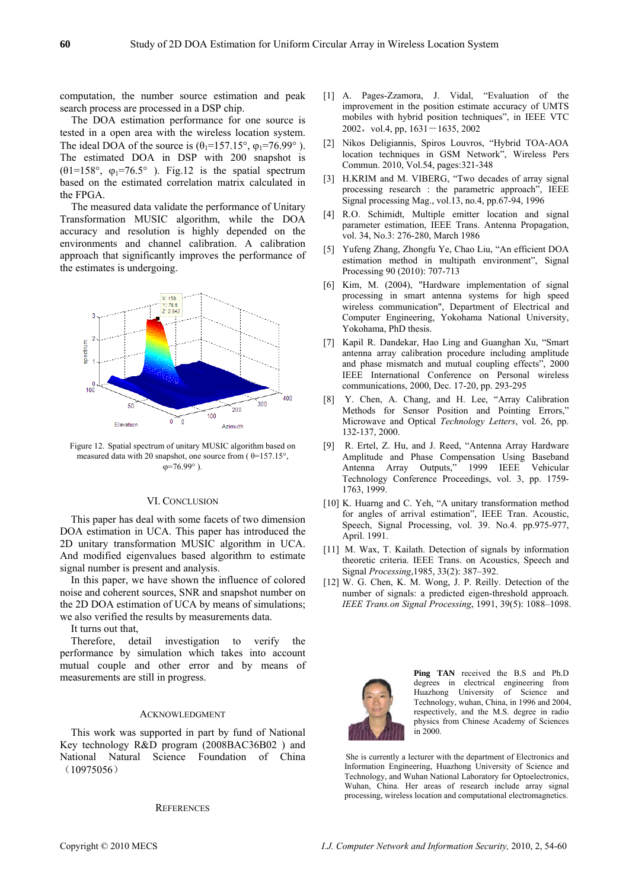computation, the number source estimation and peak search process are processed in a DSP chip.

The DOA estimation performance for one source is tested in a open area with the wireless location system. The ideal DOA of the source is ($\theta_1$=157.15°, $\varphi_1$=76.99° ). The estimated DOA in DSP with 200 snapshot is ($\theta$1=158°, $\varphi_1$=76.5° ). Fig.12 is the spatial spectrum based on the estimated correlation matrix calculated in the FPGA.

The measured data validate the performance of Unitary Transformation MUSIC algorithm, while the DOA accuracy and resolution is highly depended on the environments and channel calibration. A calibration approach that significantly improves the performance of the estimates is undergoing.

X: 158
Y: 76.5
Z: 2.842
spectrum
Elevation
Azimuth

Figure 12. Spatial spectrum of unitary MUSIC algorithm based on measured data with 20 snapshot, one source from ( $\theta$=157.15°, $\varphi$=76.99° ).

## VI. Conclusion

This paper has deal with some facets of two dimension DOA estimation in UCA. This paper has introduced the 2D unitary transformation MUSIC algorithm in UCA. And modified eigenvalues based algorithm to estimate signal number is present and analysis.

In this paper, we have shown the influence of colored noise and coherent sources, SNR and snapshot number on the 2D DOA estimation of UCA by means of simulations; we also verified the results by measurements data.

It turns out that,

Therefore, detail investigation to verify the performance by simulation which takes into account mutual couple and other error and by means of measurements are still in progress.

## Acknowledgment

This work was supported in part by fund of National Key technology R&D program (2008BAC36B02 ) and National Natural Science Foundation of China （10975056）

## References

[1] A. Pages-Zzamora, J. Vidal, "Evaluation of the improvement in the position estimate accuracy of UMTS mobiles with hybrid position techniques", in IEEE VTC 2002，vol.4, pp, 1631－1635, 2002

[2] Nikos Deligiannis, Spiros Louvros, "Hybrid TOA-AOA location techniques in GSM Network", Wireless Pers Commun. 2010, Vol.54, pages:321-348

[3] H.KRIM and M. VIBERG, "Two decades of array signal processing research : the parametric approach", IEEE Signal processing Mag., vol.13, no.4, pp.67-94, 1996

[4] R.O. Schimidt, Multiple emitter location and signal parameter estimation, IEEE Trans. Antenna Propagation, vol. 34, No.3: 276-280, March 1986

[5] Yufeng Zhang, Zhongfu Ye, Chao Liu, "An efficient DOA estimation method in multipath environment", Signal Processing 90 (2010): 707-713

[6] Kim, M. (2004), "Hardware implementation of signal processing in smart antenna systems for high speed wireless communication", Department of Electrical and Computer Engineering, Yokohama National University, Yokohama, PhD thesis.

[7] Kapil R. Dandekar, Hao Ling and Guanghan Xu, "Smart antenna array calibration procedure including amplitude and phase mismatch and mutual coupling effects", 2000 IEEE International Conference on Personal wireless communications, 2000, Dec. 17-20, pp. 293-295

[8] Y. Chen, A. Chang, and H. Lee, "Array Calibration Methods for Sensor Position and Pointing Errors," Microwave and Optical *Technology Letters*, vol. 26, pp. 132-137, 2000.

[9] R. Ertel, Z. Hu, and J. Reed, "Antenna Array Hardware Amplitude and Phase Compensation Using Baseband Antenna Array Outputs," 1999 IEEE Vehicular Technology Conference Proceedings, vol. 3, pp. 1759-1763, 1999.

[10] K. Huarng and C. Yeh, "A unitary transformation method for angles of arrival estimation", IEEE Tran. Acoustic, Speech, Signal Processing, vol. 39. No.4. pp.975-977, April. 1991.

[11] M. Wax, T. Kailath. Detection of signals by information theoretic criteria. IEEE Trans. on Acoustics, Speech and Signal *Processing*,1985, 33(2): 387–392.

[12] W. G. Chen, K. M. Wong, J. P. Reilly. Detection of the number of signals: a predicted eigen-threshold approach. *IEEE Trans.on Signal Processing*, 1991, 39(5): 1088–1098.

**Ping TAN** received the B.S and Ph.D degrees in electronic engineering from Huazhong University of Science and Technology, wuhan, China, in 1996 and 2004, respectively, and the M.S. degree in radio physics from Chinese Academy of Sciences in 2000.

She is currently a lecturer with the department of Electronics and Information Engineering, Huazhong University of Science and Technology, and Wuhan National Laboratory for Optoelectronics, Wuhan, China. Her areas of research include array signal processing, wireless location and computational electromagnetics.